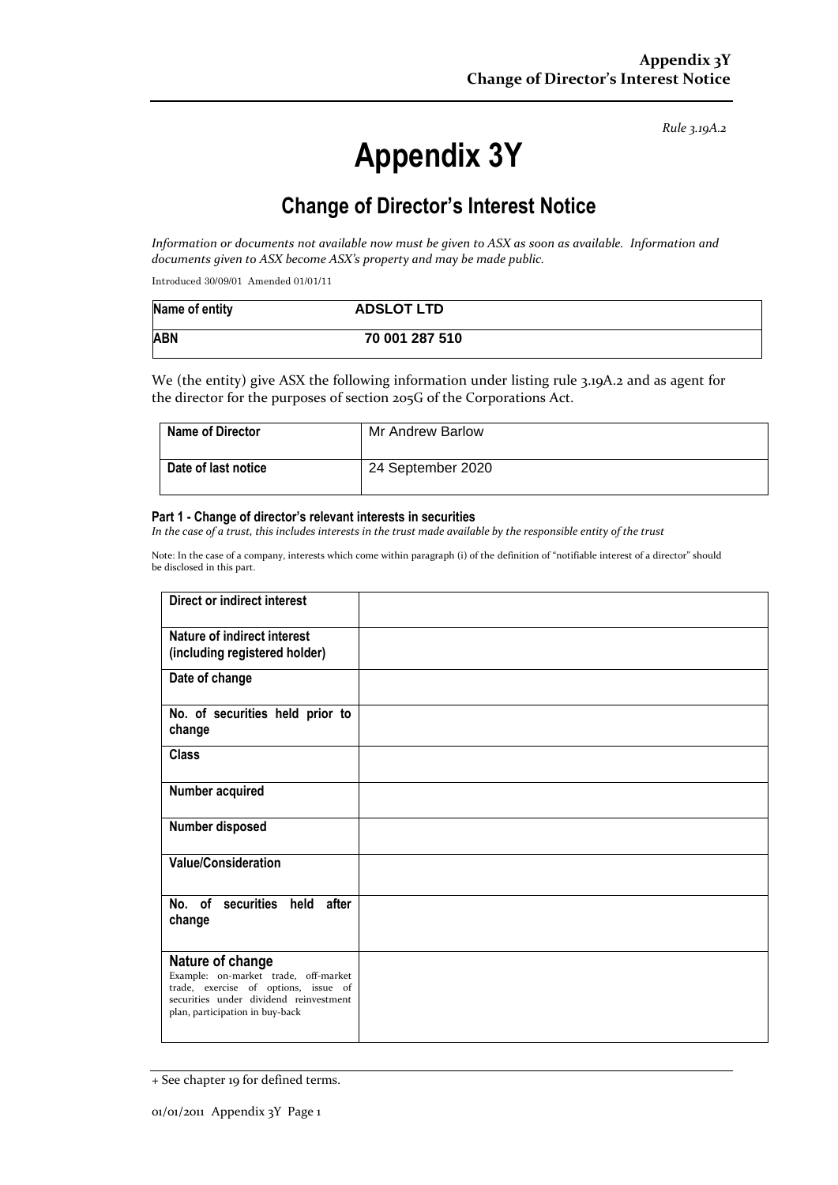*Rule 3.19A.2*

# Appendix 3Y

## Change of Director's Interest Notice

*Information or documents not available now must be given to ASX as soon as available. Information and documents given to ASX become ASX's property and may be made public.*

Introduced 30/09/01 Amended 01/01/11

| Name of entity | ADSLOT LTD |
|---|---|
| ABN | 70 001 287 510 |

We (the entity) give ASX the following information under listing rule 3.19A.2 and as agent for the director for the purposes of section 205G of the Corporations Act.

| Name of Director | Mr Andrew Barlow |
|---|---|
| Date of last notice | 24 September 2020 |

#### Part 1 - Change of director's relevant interests in securities

*In the case of a trust, this includes interests in the trust made available by the responsible entity of the trust*

Note: In the case of a company, interests which come within paragraph (i) of the definition of "notifiable interest of a director" should be disclosed in this part.

| | |
|---|---|
| **Direct or indirect interest** | |
| **Nature of indirect interest (including registered holder)** | |
| **Date of change** | |
| **No. of securities held prior to change** | |
| **Class** | |
| **Number acquired** | |
| **Number disposed** | |
| **Value/Consideration** | |
| **No. of securities held after change** | |
| **Nature of change** Example: on-market trade, off-market trade, exercise of options, issue of securities under dividend reinvestment plan, participation in buy-back | |

+ See chapter 19 for defined terms.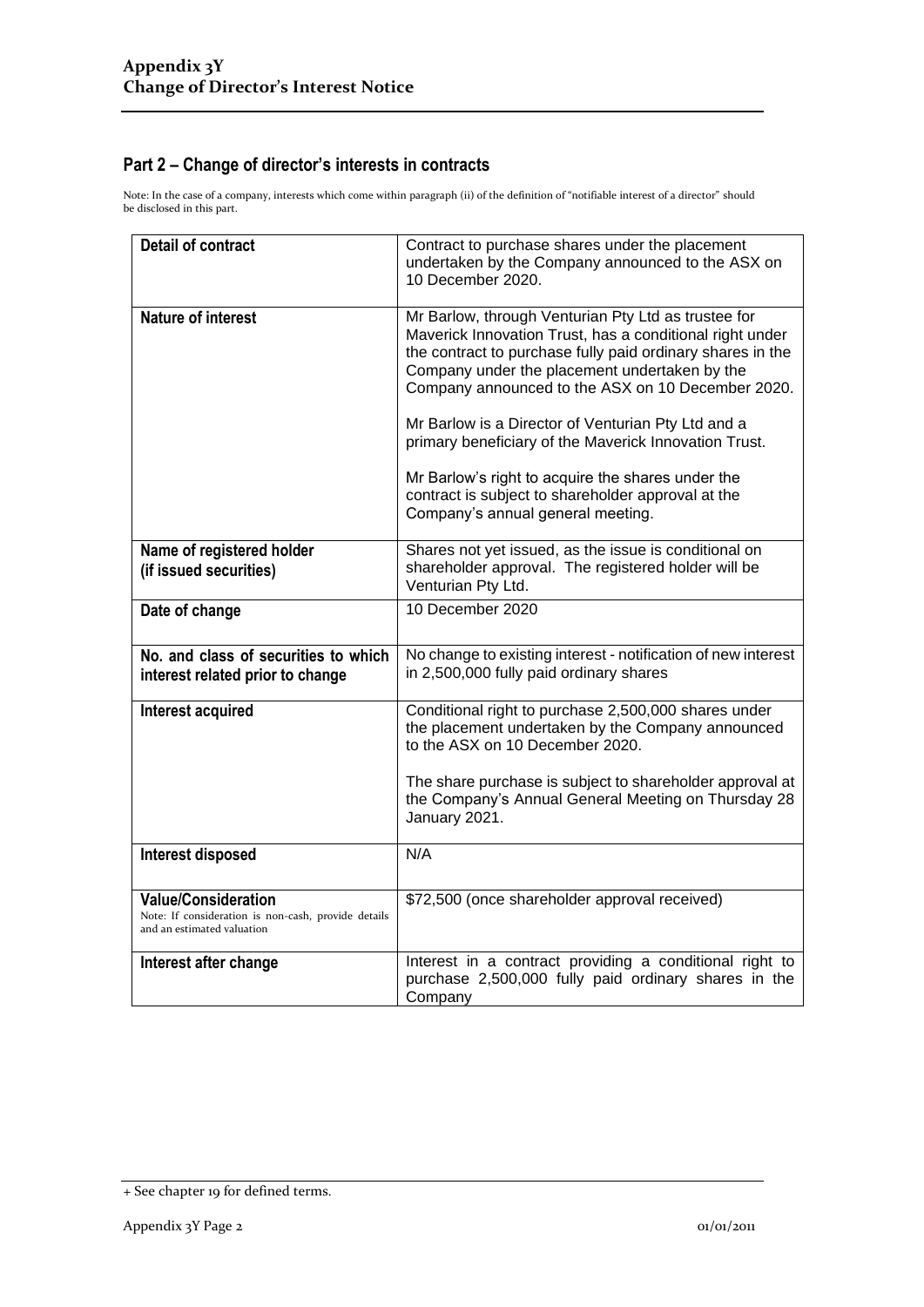## Part 2 – Change of director's interests in contracts

Note: In the case of a company, interests which come within paragraph (ii) of the definition of "notifiable interest of a director" should be disclosed in this part.

| | |
|---|---|
| **Detail of contract** | Contract to purchase shares under the placement undertaken by the Company announced to the ASX on 10 December 2020. |
| **Nature of interest** | Mr Barlow, through Venturian Pty Ltd as trustee for Maverick Innovation Trust, has a conditional right under the contract to purchase fully paid ordinary shares in the Company under the placement undertaken by the Company announced to the ASX on 10 December 2020.<br><br>Mr Barlow is a Director of Venturian Pty Ltd and a primary beneficiary of the Maverick Innovation Trust.<br><br>Mr Barlow's right to acquire the shares under the contract is subject to shareholder approval at the Company's annual general meeting. |
| **Name of registered holder (if issued securities)** | Shares not yet issued, as the issue is conditional on shareholder approval. The registered holder will be Venturian Pty Ltd. |
| **Date of change** | 10 December 2020 |
| **No. and class of securities to which interest related prior to change** | No change to existing interest - notification of new interest in 2,500,000 fully paid ordinary shares |
| **Interest acquired** | Conditional right to purchase 2,500,000 shares under the placement undertaken by the Company announced to the ASX on 10 December 2020.<br><br>The share purchase is subject to shareholder approval at the Company's Annual General Meeting on Thursday 28 January 2021. |
| **Interest disposed** | N/A |
| **Value/Consideration**<br>Note: If consideration is non-cash, provide details and an estimated valuation | $72,500 (once shareholder approval received) |
| **Interest after change** | Interest in a contract providing a conditional right to purchase 2,500,000 fully paid ordinary shares in the Company |

+ See chapter 19 for defined terms.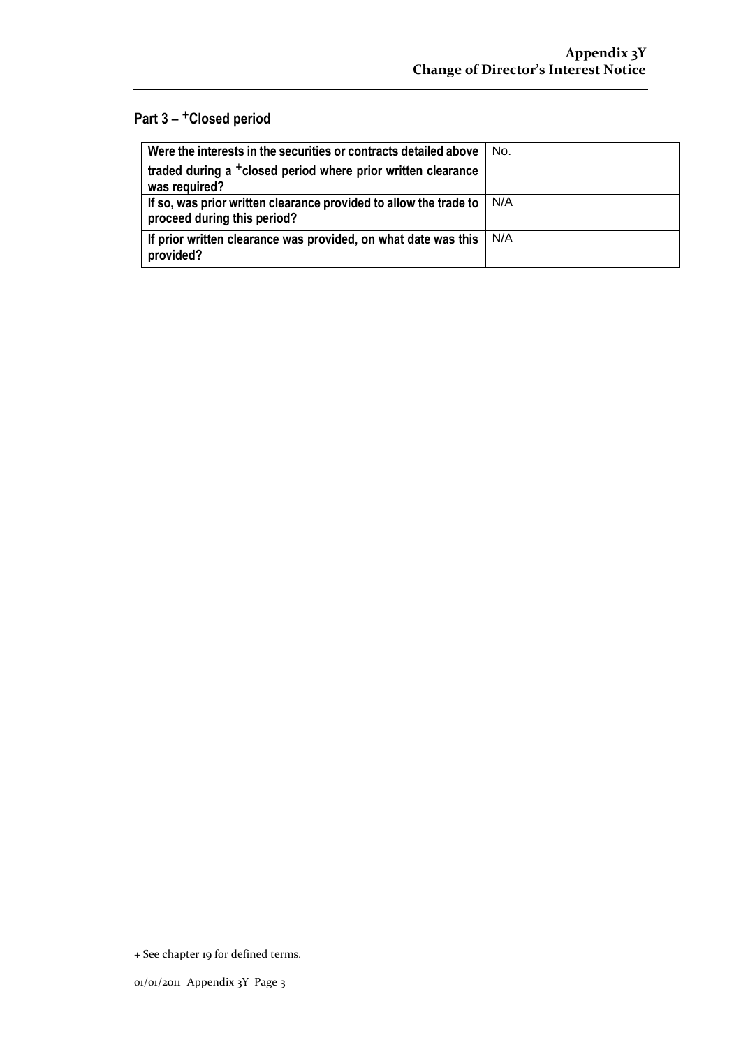## Part 3 – +Closed period

| | |
|---|---|
| **Were the interests in the securities or contracts detailed above traded during a +closed period where prior written clearance was required?** | No. |
| **If so, was prior written clearance provided to allow the trade to proceed during this period?** | N/A |
| **If prior written clearance was provided, on what date was this provided?** | N/A |

+ See chapter 19 for defined terms.